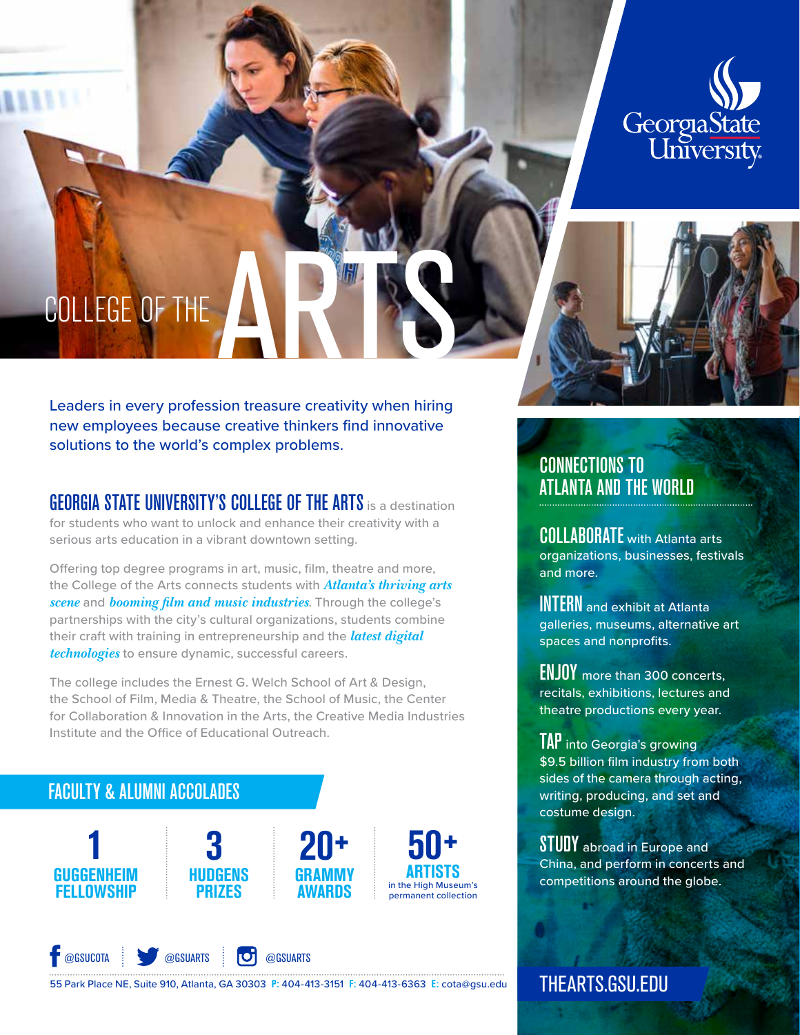# COLLEGE OF THE ARTS

Georgia State University

Leaders in every profession treasure creativity when hiring new employees because creative thinkers find innovative solutions to the world's complex problems.

**GEORGIA STATE UNIVERSITY'S COLLEGE OF THE ARTS** is a destination for students who want to unlock and enhance their creativity with a serious arts education in a vibrant downtown setting.

Offering top degree programs in art, music, film, theatre and more, the College of the Arts connects students with ***Atlanta's thriving arts scene*** and ***booming film and music industries***. Through the college's partnerships with the city's cultural organizations, students combine their craft with training in entrepreneurship and the ***latest digital technologies*** to ensure dynamic, successful careers.

The college includes the Ernest G. Welch School of Art & Design, the School of Film, Media & Theatre, the School of Music, the Center for Collaboration & Innovation in the Arts, the Creative Media Industries Institute and the Office of Educational Outreach.

## FACULTY & ALUMNI ACCOLADES

| 1 | 3 | 20+ | 50+ |
|---|---|---|---|
| GUGGENHEIM FELLOWSHIP | HUDGENS PRIZES | GRAMMY AWARDS | ARTISTS in the High Museum's permanent collection |

@GSUCOTA | @GSUARTS | @GSUARTS

55 Park Place NE, Suite 910, Atlanta, GA 30303 **P:** 404-413-3151 **F:** 404-413-6363 **E:** cota@gsu.edu

## CONNECTIONS TO ATLANTA AND THE WORLD

**COLLABORATE** with Atlanta arts organizations, businesses, festivals and more.

**INTERN** and exhibit at Atlanta galleries, museums, alternative art spaces and nonprofits.

**ENJOY** more than 300 concerts, recitals, exhibitions, lectures and theatre productions every year.

**TAP** into Georgia's growing $9.5 billion film industry from both sides of the camera through acting, writing, producing, and set and costume design.

**STUDY** abroad in Europe and China, and perform in concerts and competitions around the globe.

**THEARTS.GSU.EDU**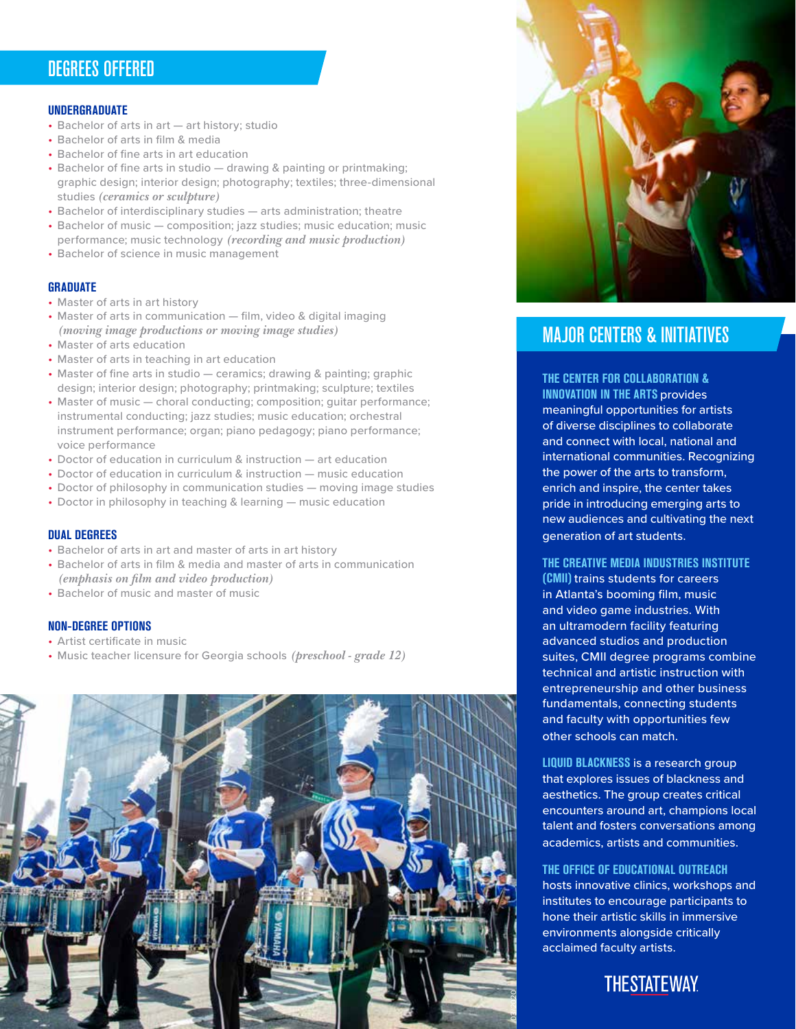## DEGREES OFFERED

### UNDERGRADUATE

- Bachelor of arts in art — art history; studio
- Bachelor of arts in film & media
- Bachelor of fine arts in art education
- Bachelor of fine arts in studio — drawing & painting or printmaking; graphic design; interior design; photography; textiles; three-dimensional studies *(ceramics or sculpture)*
- Bachelor of interdisciplinary studies — arts administration; theatre
- Bachelor of music — composition; jazz studies; music education; music performance; music technology *(recording and music production)*
- Bachelor of science in music management

### GRADUATE

- Master of arts in art history
- Master of arts in communication — film, video & digital imaging *(moving image productions or moving image studies)*
- Master of arts education
- Master of arts in teaching in art education
- Master of fine arts in studio — ceramics; drawing & painting; graphic design; interior design; photography; printmaking; sculpture; textiles
- Master of music — choral conducting; composition; guitar performance; instrumental conducting; jazz studies; music education; orchestral instrument performance; organ; piano pedagogy; piano performance; voice performance
- Doctor of education in curriculum & instruction — art education
- Doctor of education in curriculum & instruction — music education
- Doctor of philosophy in communication studies — moving image studies
- Doctor in philosophy in teaching & learning — music education

### DUAL DEGREES

- Bachelor of arts in art and master of arts in art history
- Bachelor of arts in film & media and master of arts in communication *(emphasis on film and video production)*
- Bachelor of music and master of music

### NON-DEGREE OPTIONS

- Artist certificate in music
- Music teacher licensure for Georgia schools *(preschool - grade 12)*

## MAJOR CENTERS & INITIATIVES

**THE CENTER FOR COLLABORATION & INNOVATION IN THE ARTS** provides meaningful opportunities for artists of diverse disciplines to collaborate and connect with local, national and international communities. Recognizing the power of the arts to transform, enrich and inspire, the center takes pride in introducing emerging arts to new audiences and cultivating the next generation of art students.

**THE CREATIVE MEDIA INDUSTRIES INSTITUTE (CMII)** trains students for careers in Atlanta's booming film, music and video game industries. With an ultramodern facility featuring advanced studios and production suites, CMII degree programs combine technical and artistic instruction with entrepreneurship and other business fundamentals, connecting students and faculty with opportunities few other schools can match.

**LIQUID BLACKNESS** is a research group that explores issues of blackness and aesthetics. The group creates critical encounters around art, champions local talent and fosters conversations among academics, artists and communities.

**THE OFFICE OF EDUCATIONAL OUTREACH** hosts innovative clinics, workshops and institutes to encourage participants to hone their artistic skills in immersive environments alongside critically acclaimed faculty artists.

THE STATE WAY